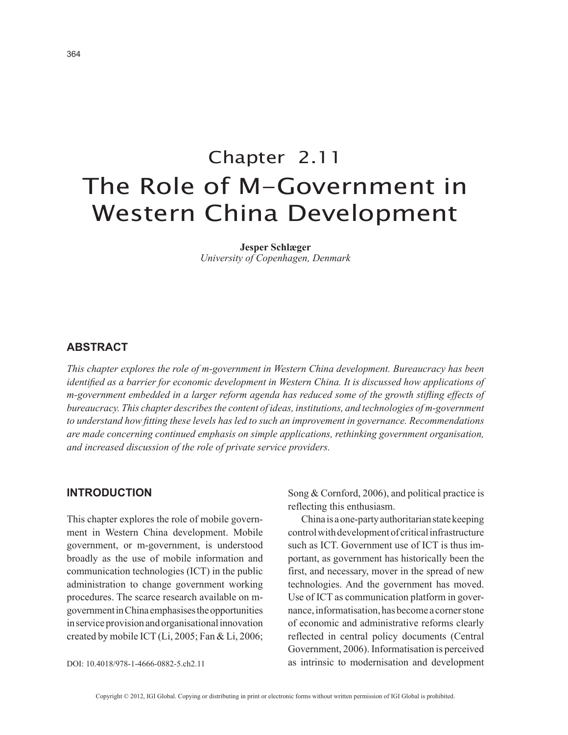# Chapter 2.11
# The Role of M-Government in Western China Development

**Jesper Schlæger**
*University of Copenhagen, Denmark*

## ABSTRACT

*This chapter explores the role of m-government in Western China development. Bureaucracy has been identified as a barrier for economic development in Western China. It is discussed how applications of m-government embedded in a larger reform agenda has reduced some of the growth stifling effects of bureaucracy. This chapter describes the content of ideas, institutions, and technologies of m-government to understand how fitting these levels has led to such an improvement in governance. Recommendations are made concerning continued emphasis on simple applications, rethinking government organisation, and increased discussion of the role of private service providers.*

## INTRODUCTION

This chapter explores the role of mobile government in Western China development. Mobile government, or m-government, is understood broadly as the use of mobile information and communication technologies (ICT) in the public administration to change government working procedures. The scarce research available on m-government in China emphasises the opportunities in service provision and organisational innovation created by mobile ICT (Li, 2005; Fan & Li, 2006; Song & Cornford, 2006), and political practice is reflecting this enthusiasm.

China is a one-party authoritarian state keeping control with development of critical infrastructure such as ICT. Government use of ICT is thus important, as government has historically been the first, and necessary, mover in the spread of new technologies. And the government has moved. Use of ICT as communication platform in governance, informatisation, has become a corner stone of economic and administrative reforms clearly reflected in central policy documents (Central Government, 2006). Informatisation is perceived as intrinsic to modernisation and development

DOI: 10.4018/978-1-4666-0882-5.ch2.11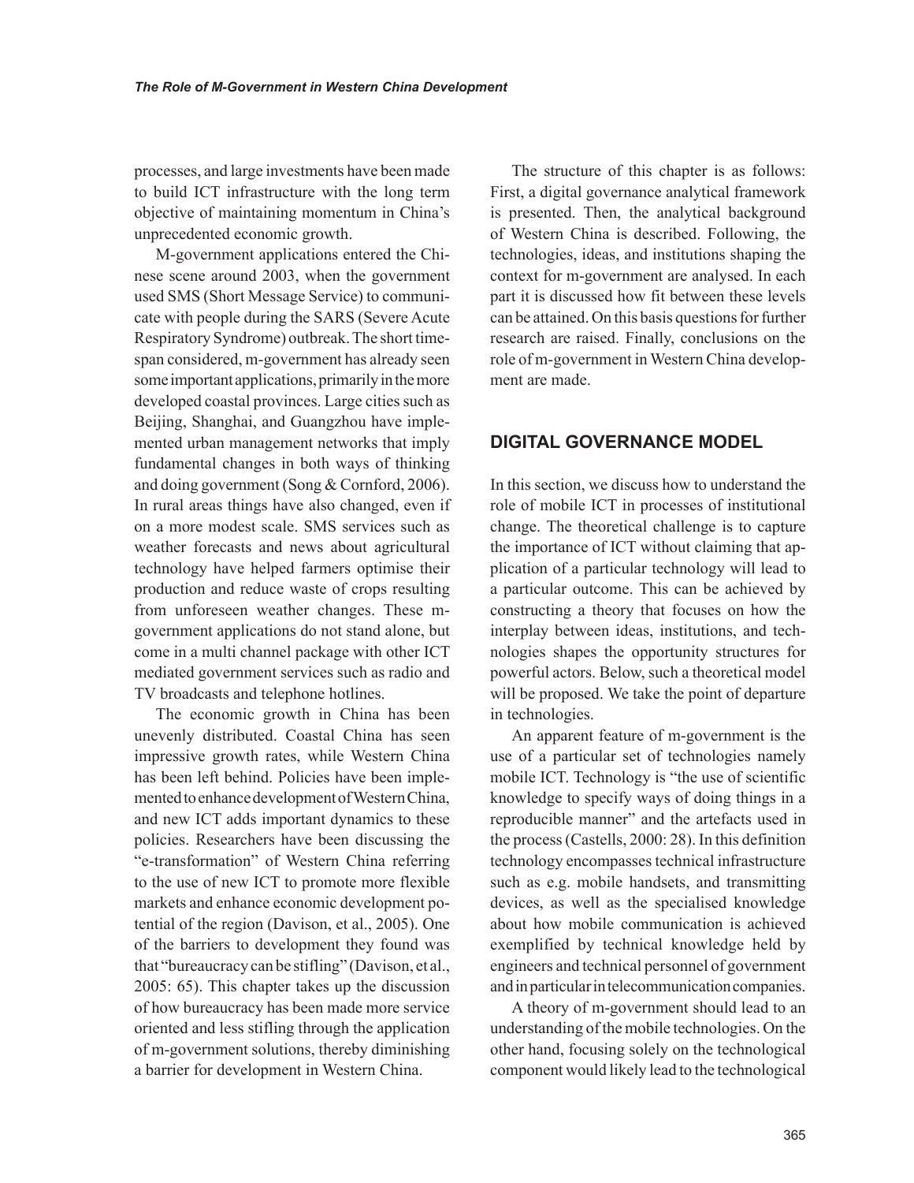processes, and large investments have been made to build ICT infrastructure with the long term objective of maintaining momentum in China's unprecedented economic growth.

M-government applications entered the Chinese scene around 2003, when the government used SMS (Short Message Service) to communicate with people during the SARS (Severe Acute Respiratory Syndrome) outbreak. The short timespan considered, m-government has already seen some important applications, primarily in the more developed coastal provinces. Large cities such as Beijing, Shanghai, and Guangzhou have implemented urban management networks that imply fundamental changes in both ways of thinking and doing government (Song & Cornford, 2006). In rural areas things have also changed, even if on a more modest scale. SMS services such as weather forecasts and news about agricultural technology have helped farmers optimise their production and reduce waste of crops resulting from unforeseen weather changes. These m-government applications do not stand alone, but come in a multi channel package with other ICT mediated government services such as radio and TV broadcasts and telephone hotlines.

The economic growth in China has been unevenly distributed. Coastal China has seen impressive growth rates, while Western China has been left behind. Policies have been implemented to enhance development of Western China, and new ICT adds important dynamics to these policies. Researchers have been discussing the "e-transformation" of Western China referring to the use of new ICT to promote more flexible markets and enhance economic development potential of the region (Davison, et al., 2005). One of the barriers to development they found was that "bureaucracy can be stifling" (Davison, et al., 2005: 65). This chapter takes up the discussion of how bureaucracy has been made more service oriented and less stifling through the application of m-government solutions, thereby diminishing a barrier for development in Western China.

The structure of this chapter is as follows: First, a digital governance analytical framework is presented. Then, the analytical background of Western China is described. Following, the technologies, ideas, and institutions shaping the context for m-government are analysed. In each part it is discussed how fit between these levels can be attained. On this basis questions for further research are raised. Finally, conclusions on the role of m-government in Western China development are made.

## DIGITAL GOVERNANCE MODEL

In this section, we discuss how to understand the role of mobile ICT in processes of institutional change. The theoretical challenge is to capture the importance of ICT without claiming that application of a particular technology will lead to a particular outcome. This can be achieved by constructing a theory that focuses on how the interplay between ideas, institutions, and technologies shapes the opportunity structures for powerful actors. Below, such a theoretical model will be proposed. We take the point of departure in technologies.

An apparent feature of m-government is the use of a particular set of technologies namely mobile ICT. Technology is "the use of scientific knowledge to specify ways of doing things in a reproducible manner" and the artefacts used in the process (Castells, 2000: 28). In this definition technology encompasses technical infrastructure such as e.g. mobile handsets, and transmitting devices, as well as the specialised knowledge about how mobile communication is achieved exemplified by technical knowledge held by engineers and technical personnel of government and in particular in telecommunication companies.

A theory of m-government should lead to an understanding of the mobile technologies. On the other hand, focusing solely on the technological component would likely lead to the technological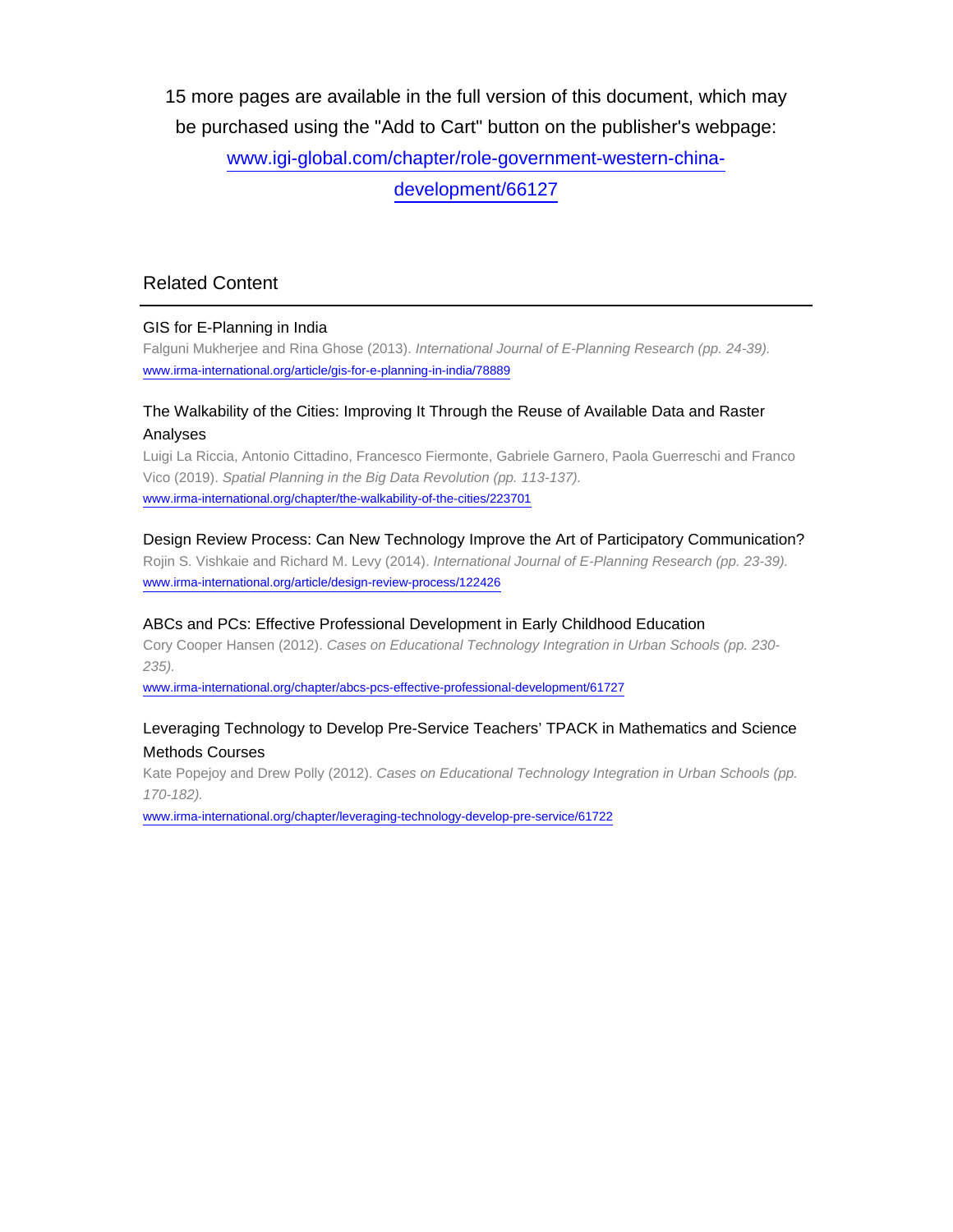15 more pages are available in the full version of this document, which may be purchased using the "Add to Cart" button on the publisher's webpage: [www.igi-global.com/chapter/role-government-western-china-development/66127](www.igi-global.com/chapter/role-government-western-china-development/66127)

## Related Content

GIS for E-Planning in India

Falguni Mukherjee and Rina Ghose (2013). *International Journal of E-Planning Research (pp. 24-39).*

[www.irma-international.org/article/gis-for-e-planning-in-india/78889](www.irma-international.org/article/gis-for-e-planning-in-india/78889)

The Walkability of the Cities: Improving It Through the Reuse of Available Data and Raster Analyses

Luigi La Riccia, Antonio Cittadino, Francesco Fiermonte, Gabriele Garnero, Paola Guerreschi and Franco Vico (2019). *Spatial Planning in the Big Data Revolution (pp. 113-137).*

[www.irma-international.org/chapter/the-walkability-of-the-cities/223701](www.irma-international.org/chapter/the-walkability-of-the-cities/223701)

Design Review Process: Can New Technology Improve the Art of Participatory Communication?

Rojin S. Vishkaie and Richard M. Levy (2014). *International Journal of E-Planning Research (pp. 23-39).*

[www.irma-international.org/article/design-review-process/122426](www.irma-international.org/article/design-review-process/122426)

ABCs and PCs: Effective Professional Development in Early Childhood Education

Cory Cooper Hansen (2012). *Cases on Educational Technology Integration in Urban Schools (pp. 230-235).*

[www.irma-international.org/chapter/abcs-pcs-effective-professional-development/61727](www.irma-international.org/chapter/abcs-pcs-effective-professional-development/61727)

Leveraging Technology to Develop Pre-Service Teachers' TPACK in Mathematics and Science Methods Courses

Kate Popejoy and Drew Polly (2012). *Cases on Educational Technology Integration in Urban Schools (pp. 170-182).*

[www.irma-international.org/chapter/leveraging-technology-develop-pre-service/61722](www.irma-international.org/chapter/leveraging-technology-develop-pre-service/61722)